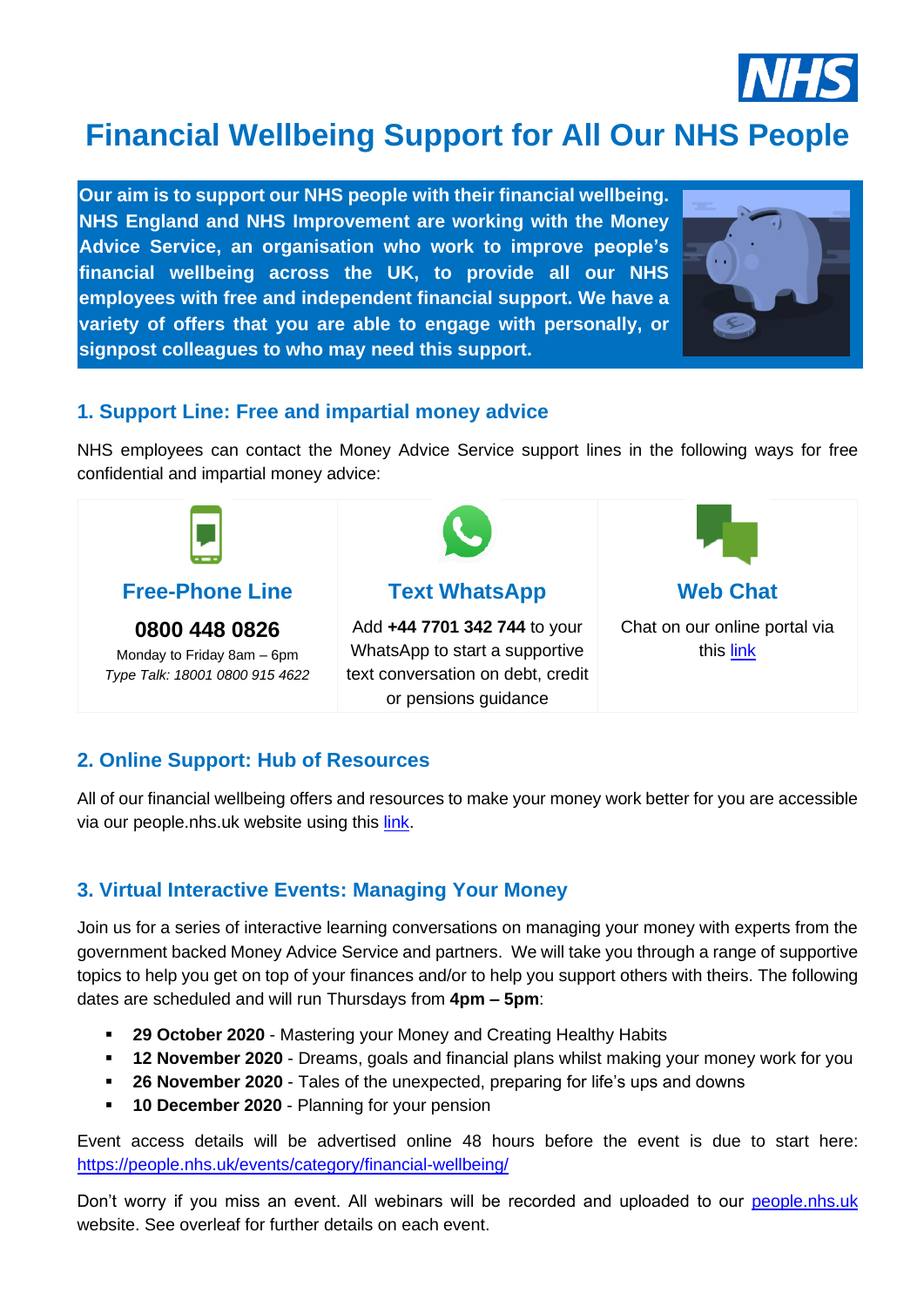# Financial Wellbeing Support for All Our NHS People

**Our aim is to support our NHS people with their financial wellbeing. NHS England and NHS Improvement are working with the Money Advice Service, an organisation who work to improve people's financial wellbeing across the UK, to provide all our NHS employees with free and independent financial support. We have a variety of offers that you are able to engage with personally, or signpost colleagues to who may need this support.**

## 1. Support Line: Free and impartial money advice

NHS employees can contact the Money Advice Service support lines in the following ways for free confidential and impartial money advice:

| Free-Phone Line | Text WhatsApp | Web Chat |
| --- | --- | --- |
| **0800 448 0826**<br>Monday to Friday 8am – 6pm<br>*Type Talk: 18001 0800 915 4622* | Add **+44 7701 342 744** to your WhatsApp to start a supportive text conversation on debt, credit or pensions guidance | Chat on our online portal via this link |

## 2. Online Support: Hub of Resources

All of our financial wellbeing offers and resources to make your money work better for you are accessible via our people.nhs.uk website using this link.

## 3. Virtual Interactive Events: Managing Your Money

Join us for a series of interactive learning conversations on managing your money with experts from the government backed Money Advice Service and partners. We will take you through a range of supportive topics to help you get on top of your finances and/or to help you support others with theirs. The following dates are scheduled and will run Thursdays from **4pm – 5pm**:

- **29 October 2020** - Mastering your Money and Creating Healthy Habits
- **12 November 2020** - Dreams, goals and financial plans whilst making your money work for you
- **26 November 2020** - Tales of the unexpected, preparing for life's ups and downs
- **10 December 2020** - Planning for your pension

Event access details will be advertised online 48 hours before the event is due to start here: https://people.nhs.uk/events/category/financial-wellbeing/

Don't worry if you miss an event. All webinars will be recorded and uploaded to our people.nhs.uk website. See overleaf for further details on each event.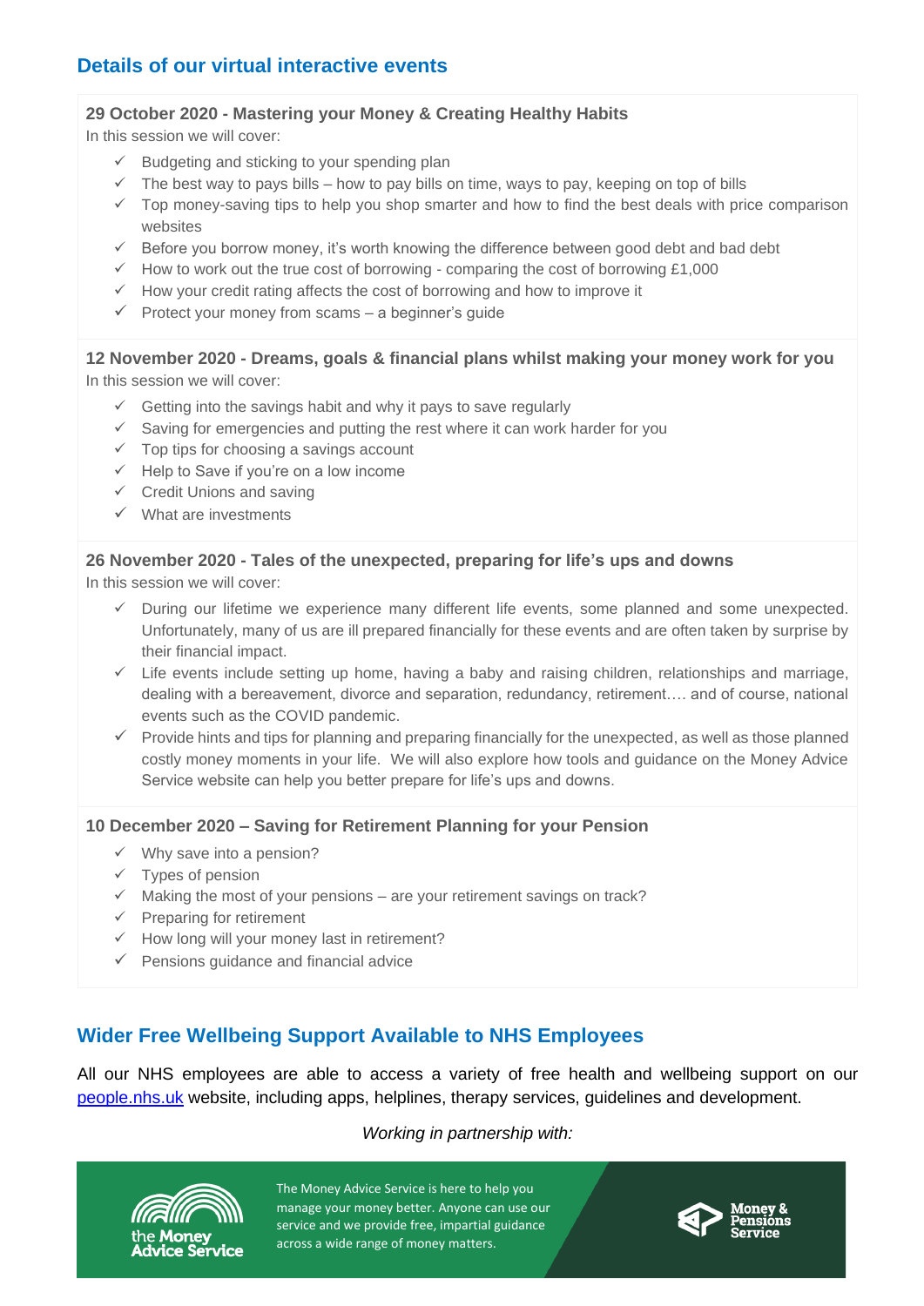## Details of our virtual interactive events

### 29 October 2020 - Mastering your Money & Creating Healthy Habits

In this session we will cover:

- ✓ Budgeting and sticking to your spending plan
- ✓ The best way to pays bills – how to pay bills on time, ways to pay, keeping on top of bills
- ✓ Top money-saving tips to help you shop smarter and how to find the best deals with price comparison websites
- ✓ Before you borrow money, it's worth knowing the difference between good debt and bad debt
- ✓ How to work out the true cost of borrowing - comparing the cost of borrowing £1,000
- ✓ How your credit rating affects the cost of borrowing and how to improve it
- ✓ Protect your money from scams – a beginner's guide

### 12 November 2020 - Dreams, goals & financial plans whilst making your money work for you

In this session we will cover:

- ✓ Getting into the savings habit and why it pays to save regularly
- ✓ Saving for emergencies and putting the rest where it can work harder for you
- ✓ Top tips for choosing a savings account
- ✓ Help to Save if you're on a low income
- ✓ Credit Unions and saving
- ✓ What are investments

### 26 November 2020 - Tales of the unexpected, preparing for life's ups and downs

In this session we will cover:

- ✓ During our lifetime we experience many different life events, some planned and some unexpected. Unfortunately, many of us are ill prepared financially for these events and are often taken by surprise by their financial impact.
- ✓ Life events include setting up home, having a baby and raising children, relationships and marriage, dealing with a bereavement, divorce and separation, redundancy, retirement…. and of course, national events such as the COVID pandemic.
- ✓ Provide hints and tips for planning and preparing financially for the unexpected, as well as those planned costly money moments in your life. We will also explore how tools and guidance on the Money Advice Service website can help you better prepare for life's ups and downs.

### 10 December 2020 – Saving for Retirement Planning for your Pension

- ✓ Why save into a pension?
- ✓ Types of pension
- ✓ Making the most of your pensions – are your retirement savings on track?
- ✓ Preparing for retirement
- ✓ How long will your money last in retirement?
- ✓ Pensions guidance and financial advice

## Wider Free Wellbeing Support Available to NHS Employees

All our NHS employees are able to access a variety of free health and wellbeing support on our [people.nhs.uk](people.nhs.uk) website, including apps, helplines, therapy services, guidelines and development.

*Working in partnership with:*

the Money Advice Service

The Money Advice Service is here to help you manage your money better. Anyone can use our service and we provide free, impartial guidance across a wide range of money matters.

Money & Pensions Service